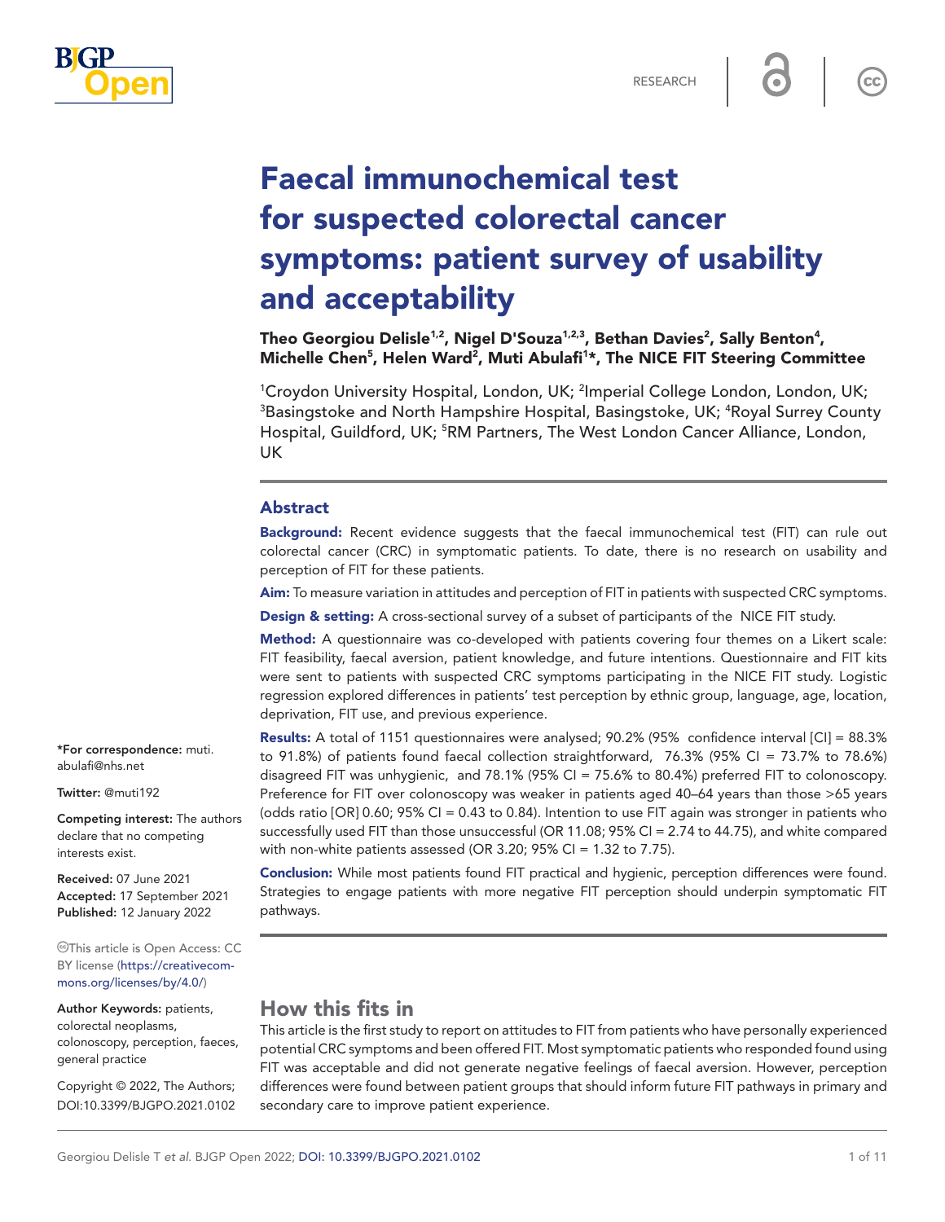RESEARCH

# Faecal immunochemical test for suspected colorectal cancer symptoms: patient survey of usability and acceptability

**Theo Georgiou Delisle[1,2], Nigel D'Souza[1,2,3], Bethan Davies[2], Sally Benton[4], Michelle Chen[5], Helen Ward[2], Muti Abulafi[1]*, The NICE FIT Steering Committee**

[1]Croydon University Hospital, London, UK; [2]Imperial College London, London, UK; [3]Basingstoke and North Hampshire Hospital, Basingstoke, UK; [4]Royal Surrey County Hospital, Guildford, UK; [5]RM Partners, The West London Cancer Alliance, London, UK

## Abstract

**Background:** Recent evidence suggests that the faecal immunochemical test (FIT) can rule out colorectal cancer (CRC) in symptomatic patients. To date, there is no research on usability and perception of FIT for these patients.

**Aim:** To measure variation in attitudes and perception of FIT in patients with suspected CRC symptoms.

**Design & setting:** A cross-sectional survey of a subset of participants of the NICE FIT study.

**Method:** A questionnaire was co-developed with patients covering four themes on a Likert scale: FIT feasibility, faecal aversion, patient knowledge, and future intentions. Questionnaire and FIT kits were sent to patients with suspected CRC symptoms participating in the NICE FIT study. Logistic regression explored differences in patients' test perception by ethnic group, language, age, location, deprivation, FIT use, and previous experience.

**Results:** A total of 1151 questionnaires were analysed; 90.2% (95% confidence interval [CI] = 88.3% to 91.8%) of patients found faecal collection straightforward, 76.3% (95% CI = 73.7% to 78.6%) disagreed FIT was unhygienic, and 78.1% (95% CI = 75.6% to 80.4%) preferred FIT to colonoscopy. Preference for FIT over colonoscopy was weaker in patients aged 40–64 years than those >65 years (odds ratio [OR] 0.60; 95% CI = 0.43 to 0.84). Intention to use FIT again was stronger in patients who successfully used FIT than those unsuccessful (OR 11.08; 95% CI = 2.74 to 44.75), and white compared with non-white patients assessed (OR 3.20; 95% CI = 1.32 to 7.75).

**Conclusion:** While most patients found FIT practical and hygienic, perception differences were found. Strategies to engage patients with more negative FIT perception should underpin symptomatic FIT pathways.

## How this fits in

This article is the first study to report on attitudes to FIT from patients who have personally experienced potential CRC symptoms and been offered FIT. Most symptomatic patients who responded found using FIT was acceptable and did not generate negative feelings of faecal aversion. However, perception differences were found between patient groups that should inform future FIT pathways in primary and secondary care to improve patient experience.

*For correspondence: muti.abulafi@nhs.net

Twitter: @muti192

Competing interest: The authors declare that no competing interests exist.

Received: 07 June 2021
Accepted: 17 September 2021
Published: 12 January 2022

This article is Open Access: CC BY license (https://creativecommons.org/licenses/by/4.0/)

Author Keywords: patients, colorectal neoplasms, colonoscopy, perception, faeces, general practice

Copyright © 2022, The Authors; DOI:10.3399/BJGPO.2021.0102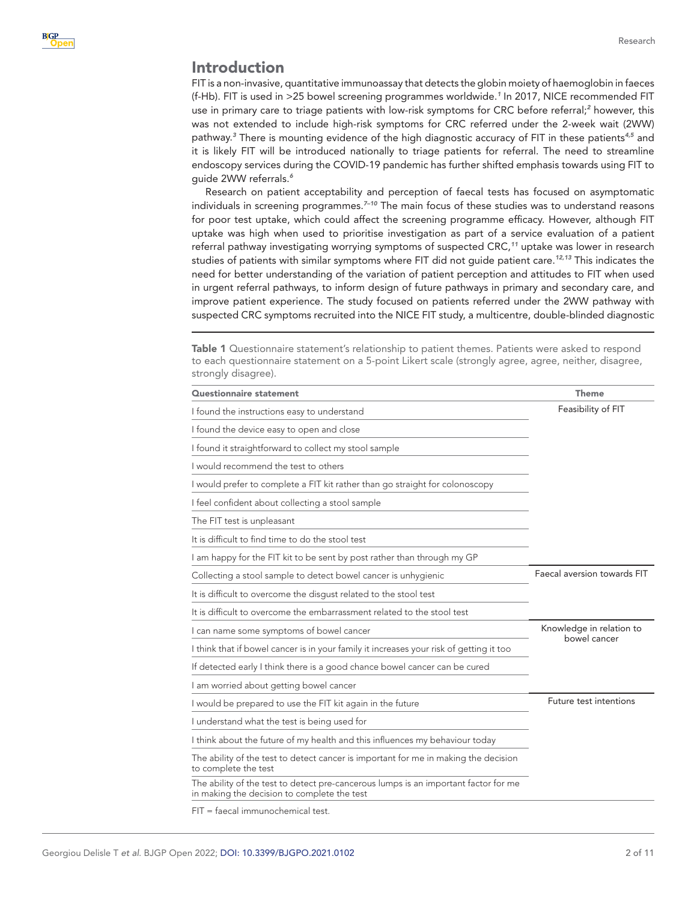## Introduction

FIT is a non-invasive, quantitative immunoassay that detects the globin moiety of haemoglobin in faeces (f-Hb). FIT is used in >25 bowel screening programmes worldwide.[1] In 2017, NICE recommended FIT use in primary care to triage patients with low-risk symptoms for CRC before referral;[2] however, this was not extended to include high-risk symptoms for CRC referred under the 2-week wait (2WW) pathway.[3] There is mounting evidence of the high diagnostic accuracy of FIT in these patients[4,5] and it is likely FIT will be introduced nationally to triage patients for referral. The need to streamline endoscopy services during the COVID-19 pandemic has further shifted emphasis towards using FIT to guide 2WW referrals.[6]

Research on patient acceptability and perception of faecal tests has focused on asymptomatic individuals in screening programmes.[7–10] The main focus of these studies was to understand reasons for poor test uptake, which could affect the screening programme efficacy. However, although FIT uptake was high when used to prioritise investigation as part of a service evaluation of a patient referral pathway investigating worrying symptoms of suspected CRC,[11] uptake was lower in research studies of patients with similar symptoms where FIT did not guide patient care.[12,13] This indicates the need for better understanding of the variation of patient perception and attitudes to FIT when used in urgent referral pathways, to inform design of future pathways in primary and secondary care, and improve patient experience. The study focused on patients referred under the 2WW pathway with suspected CRC symptoms recruited into the NICE FIT study, a multicentre, double-blinded diagnostic

**Table 1** Questionnaire statement's relationship to patient themes. Patients were asked to respond to each questionnaire statement on a 5-point Likert scale (strongly agree, agree, neither, disagree, strongly disagree).

| Questionnaire statement | Theme |
|---|---|
| I found the instructions easy to understand | Feasibility of FIT |
| I found the device easy to open and close | |
| I found it straightforward to collect my stool sample | |
| I would recommend the test to others | |
| I would prefer to complete a FIT kit rather than go straight for colonoscopy | |
| I feel confident about collecting a stool sample | |
| The FIT test is unpleasant | |
| It is difficult to find time to do the stool test | |
| I am happy for the FIT kit to be sent by post rather than through my GP | |
| Collecting a stool sample to detect bowel cancer is unhygienic | Faecal aversion towards FIT |
| It is difficult to overcome the disgust related to the stool test | |
| It is difficult to overcome the embarrassment related to the stool test | |
| I can name some symptoms of bowel cancer | Knowledge in relation to bowel cancer |
| I think that if bowel cancer is in your family it increases your risk of getting it too | |
| If detected early I think there is a good chance bowel cancer can be cured | |
| I am worried about getting bowel cancer | |
| I would be prepared to use the FIT kit again in the future | Future test intentions |
| I understand what the test is being used for | |
| I think about the future of my health and this influences my behaviour today | |
| The ability of the test to detect cancer is important for me in making the decision to complete the test | |
| The ability of the test to detect pre-cancerous lumps is an important factor for me in making the decision to complete the test | |

FIT = faecal immunochemical test.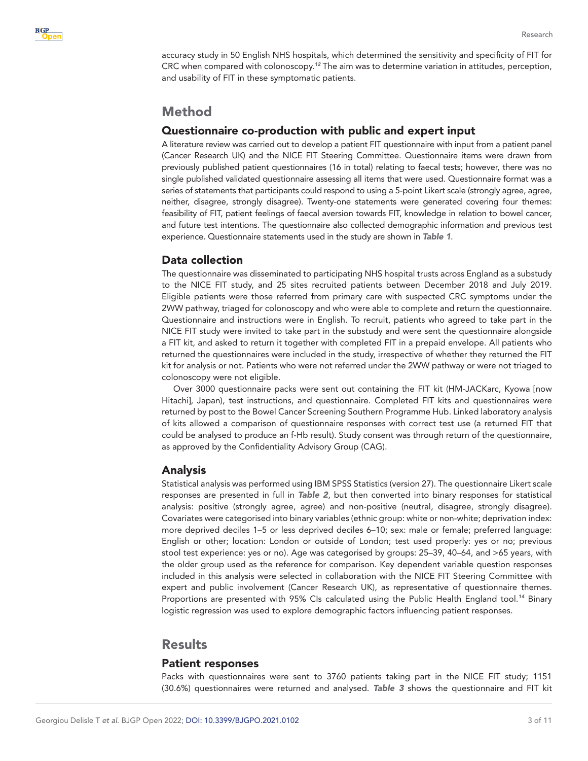accuracy study in 50 English NHS hospitals, which determined the sensitivity and specificity of FIT for CRC when compared with colonoscopy.[12] The aim was to determine variation in attitudes, perception, and usability of FIT in these symptomatic patients.

# Method

## Questionnaire co-production with public and expert input

A literature review was carried out to develop a patient FIT questionnaire with input from a patient panel (Cancer Research UK) and the NICE FIT Steering Committee. Questionnaire items were drawn from previously published patient questionnaires (16 in total) relating to faecal tests; however, there was no single published validated questionnaire assessing all items that were used. Questionnaire format was a series of statements that participants could respond to using a 5-point Likert scale (strongly agree, agree, neither, disagree, strongly disagree). Twenty-one statements were generated covering four themes: feasibility of FIT, patient feelings of faecal aversion towards FIT, knowledge in relation to bowel cancer, and future test intentions. The questionnaire also collected demographic information and previous test experience. Questionnaire statements used in the study are shown in ***Table 1***.

## Data collection

The questionnaire was disseminated to participating NHS hospital trusts across England as a substudy to the NICE FIT study, and 25 sites recruited patients between December 2018 and July 2019. Eligible patients were those referred from primary care with suspected CRC symptoms under the 2WW pathway, triaged for colonoscopy and who were able to complete and return the questionnaire. Questionnaire and instructions were in English. To recruit, patients who agreed to take part in the NICE FIT study were invited to take part in the substudy and were sent the questionnaire alongside a FIT kit, and asked to return it together with completed FIT in a prepaid envelope. All patients who returned the questionnaires were included in the study, irrespective of whether they returned the FIT kit for analysis or not. Patients who were not referred under the 2WW pathway or were not triaged to colonoscopy were not eligible.

Over 3000 questionnaire packs were sent out containing the FIT kit (HM-JACKarc, Kyowa [now Hitachi], Japan), test instructions, and questionnaire. Completed FIT kits and questionnaires were returned by post to the Bowel Cancer Screening Southern Programme Hub. Linked laboratory analysis of kits allowed a comparison of questionnaire responses with correct test use (a returned FIT that could be analysed to produce an f-Hb result). Study consent was through return of the questionnaire, as approved by the Confidentiality Advisory Group (CAG).

## Analysis

Statistical analysis was performed using IBM SPSS Statistics (version 27). The questionnaire Likert scale responses are presented in full in ***Table 2***, but then converted into binary responses for statistical analysis: positive (strongly agree, agree) and non-positive (neutral, disagree, strongly disagree). Covariates were categorised into binary variables (ethnic group: white or non-white; deprivation index: more deprived deciles 1–5 or less deprived deciles 6–10; sex: male or female; preferred language: English or other; location: London or outside of London; test used properly: yes or no; previous stool test experience: yes or no). Age was categorised by groups: 25–39, 40–64, and >65 years, with the older group used as the reference for comparison. Key dependent variable question responses included in this analysis were selected in collaboration with the NICE FIT Steering Committee with expert and public involvement (Cancer Research UK), as representative of questionnaire themes. Proportions are presented with 95% CIs calculated using the Public Health England tool.[14] Binary logistic regression was used to explore demographic factors influencing patient responses.

# Results

## Patient responses

Packs with questionnaires were sent to 3760 patients taking part in the NICE FIT study; 1151 (30.6%) questionnaires were returned and analysed. ***Table 3*** shows the questionnaire and FIT kit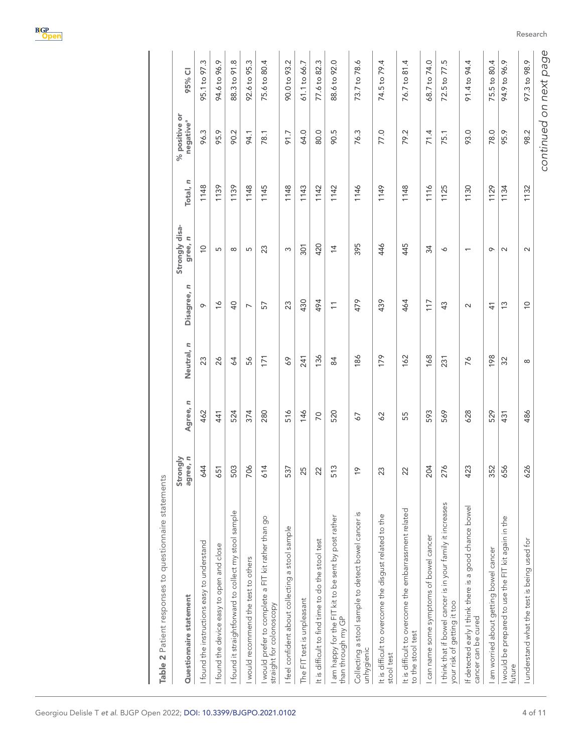**Table 2** Patient responses to questionnaire statements

| Questionnaire statement | Strongly agree, *n* | Agree, *n* | Neutral, *n* | Disagree, *n* | Strongly disagree, *n* | Total, *n* | % positive or negative[a] | 95% CI |
|---|---|---|---|---|---|---|---|---|
| I found the instructions easy to understand | 644 | 462 | 23 | 9 | 10 | 1148 | 96.3 | 95.1 to 97.3 |
| I found the device easy to open and close | 651 | 441 | 26 | 16 | 5 | 1139 | 95.9 | 94.6 to 96.9 |
| I found it straightforward to collect my stool sample | 503 | 524 | 64 | 40 | 8 | 1139 | 90.2 | 88.3 to 91.8 |
| I would recommend the test to others | 706 | 374 | 56 | 7 | 5 | 1148 | 94.1 | 92.6 to 95.3 |
| I would prefer to complete a FIT kit rather than go straight for colonoscopy | 614 | 280 | 171 | 57 | 23 | 1145 | 78.1 | 75.6 to 80.4 |
| I feel confident about collecting a stool sample | 537 | 516 | 69 | 23 | 3 | 1148 | 91.7 | 90.0 to 93.2 |
| The FIT test is unpleasant | 25 | 146 | 241 | 430 | 301 | 1143 | 64.0 | 61.1 to 66.7 |
| It is difficult to find time to do the stool test | 22 | 70 | 136 | 494 | 420 | 1142 | 80.0 | 77.6 to 82.3 |
| I am happy for the FIT kit to be sent by post rather than through my GP | 513 | 520 | 84 | 11 | 14 | 1142 | 90.5 | 88.6 to 92.0 |
| Collecting a stool sample to detect bowel cancer is unhygienic | 19 | 67 | 186 | 479 | 395 | 1146 | 76.3 | 73.7 to 78.6 |
| It is difficult to overcome the disgust related to the stool test | 23 | 62 | 179 | 439 | 446 | 1149 | 77.0 | 74.5 to 79.4 |
| It is difficult to overcome the embarrassment related to the stool test | 22 | 55 | 162 | 464 | 445 | 1148 | 79.2 | 76.7 to 81.4 |
| I can name some symptoms of bowel cancer | 204 | 593 | 168 | 117 | 34 | 1116 | 71.4 | 68.7 to 74.0 |
| I think that if bowel cancer is in your family it increases your risk of getting it too | 276 | 569 | 231 | 43 | 6 | 1125 | 75.1 | 72.5 to 77.5 |
| If detected early I think there is a good chance bowel cancer can be cured | 423 | 628 | 76 | 2 | 1 | 1130 | 93.0 | 91.4 to 94.4 |
| I am worried about getting bowel cancer | 352 | 529 | 198 | 41 | 9 | 1129 | 78.0 | 75.5 to 80.4 |
| I would be prepared to use the FIT kit again in the future | 656 | 431 | 32 | 13 | 2 | 1134 | 95.9 | 94.9 to 96.9 |
| I understand what the test is being used for | 626 | 486 | 8 | 10 | 2 | 1132 | 98.2 | 97.3 to 98.9 |

*continued on next page*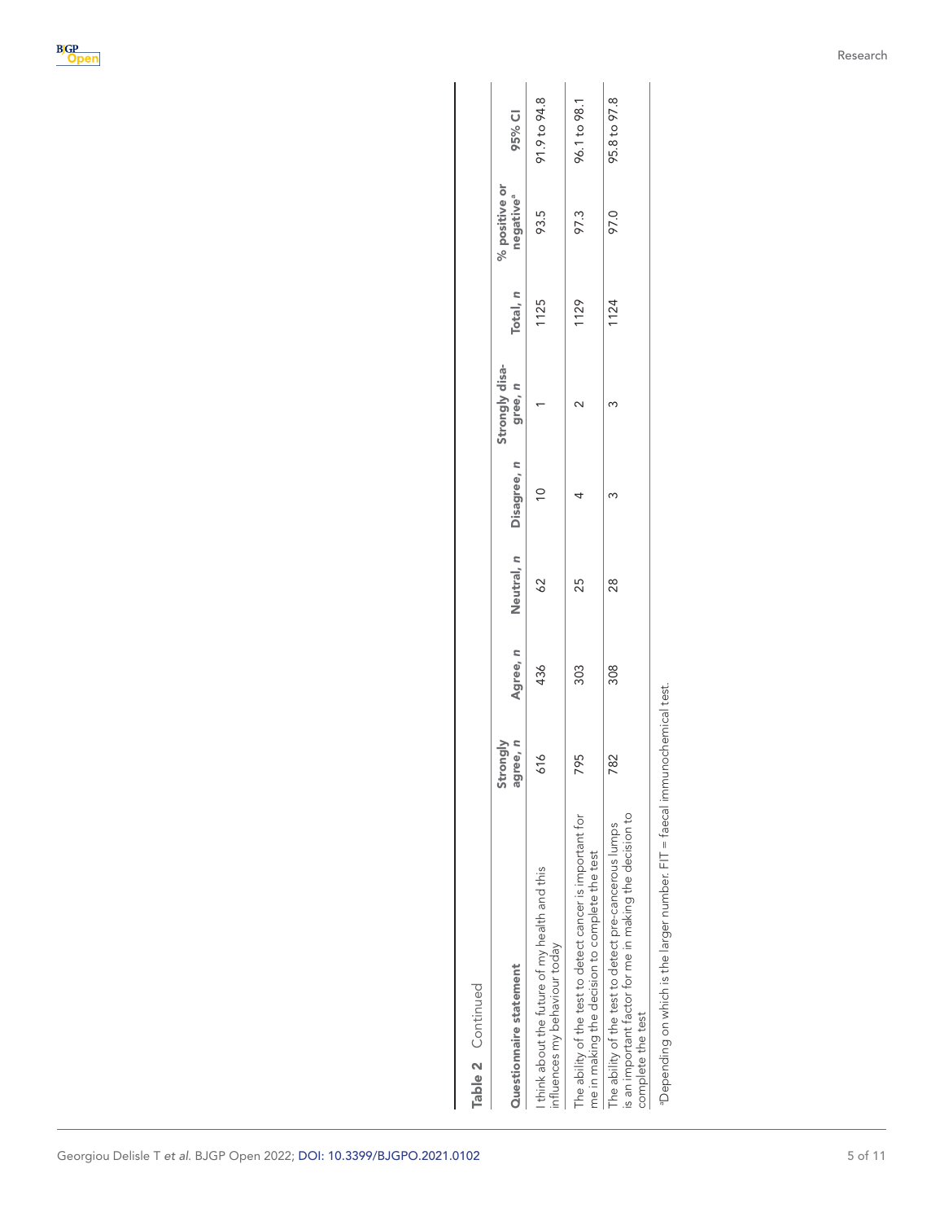**Table 2** Continued

| Questionnaire statement | Strongly agree, *n* | Agree, *n* | Neutral, *n* | Disagree, *n* | Strongly disagree, *n* | Total, *n* | % positive or negative[a] | 95% CI |
|---|---|---|---|---|---|---|---|---|
| I think about the future of my health and this influences my behaviour today | 616 | 436 | 62 | 10 | 1 | 1125 | 93.5 | 91.9 to 94.8 |
| The ability of the test to detect cancer is important for me in making the decision to complete the test | 795 | 303 | 25 | 4 | 2 | 1129 | 97.3 | 96.1 to 98.1 |
| The ability of the test to detect pre-cancerous lumps is an important factor for me in making the decision to complete the test | 782 | 308 | 28 | 3 | 3 | 1124 | 97.0 | 95.8 to 97.8 |

[a]Depending on which is the larger number. FIT = faecal immunochemical test.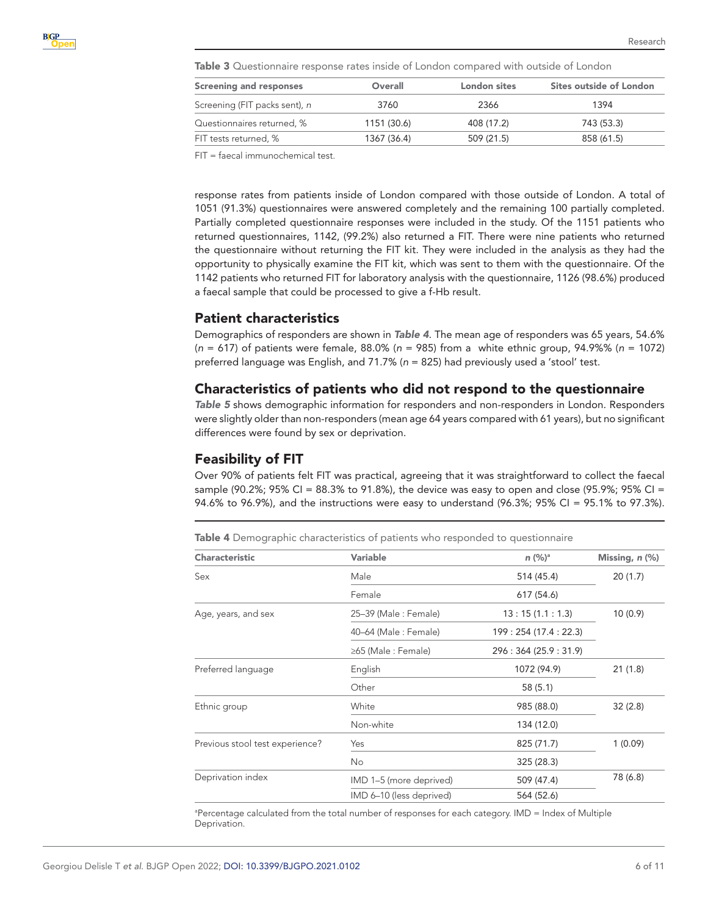**Table 3** Questionnaire response rates inside of London compared with outside of London

| Screening and responses | Overall | London sites | Sites outside of London |
|---|---|---|---|
| Screening (FIT packs sent), *n* | 3760 | 2366 | 1394 |
| Questionnaires returned, % | 1151 (30.6) | 408 (17.2) | 743 (53.3) |
| FIT tests returned, % | 1367 (36.4) | 509 (21.5) | 858 (61.5) |

FIT = faecal immunochemical test.

response rates from patients inside of London compared with those outside of London. A total of 1051 (91.3%) questionnaires were answered completely and the remaining 100 partially completed. Partially completed questionnaire responses were included in the study. Of the 1151 patients who returned questionnaires, 1142, (99.2%) also returned a FIT. There were nine patients who returned the questionnaire without returning the FIT kit. They were included in the analysis as they had the opportunity to physically examine the FIT kit, which was sent to them with the questionnaire. Of the 1142 patients who returned FIT for laboratory analysis with the questionnaire, 1126 (98.6%) produced a faecal sample that could be processed to give a f-Hb result.

## Patient characteristics

Demographics of responders are shown in ***Table 4***. The mean age of responders was 65 years, 54.6% (*n* = 617) of patients were female, 88.0% (*n* = 985) from a white ethnic group, 94.9%% (*n* = 1072) preferred language was English, and 71.7% (*n* = 825) had previously used a 'stool' test.

## Characteristics of patients who did not respond to the questionnaire

***Table 5*** shows demographic information for responders and non-responders in London. Responders were slightly older than non-responders (mean age 64 years compared with 61 years), but no significant differences were found by sex or deprivation.

## Feasibility of FIT

Over 90% of patients felt FIT was practical, agreeing that it was straightforward to collect the faecal sample (90.2%; 95% CI = 88.3% to 91.8%), the device was easy to open and close (95.9%; 95% CI = 94.6% to 96.9%), and the instructions were easy to understand (96.3%; 95% CI = 95.1% to 97.3%).

**Table 4** Demographic characteristics of patients who responded to questionnaire

| Characteristic | Variable | *n* (%)[a] | Missing, *n* (%) |
|---|---|---|---|
| Sex | Male | 514 (45.4) | 20 (1.7) |
| | Female | 617 (54.6) | |
| Age, years, and sex | 25–39 (Male : Female) | 13 : 15 (1.1 : 1.3) | 10 (0.9) |
| | 40–64 (Male : Female) | 199 : 254 (17.4 : 22.3) | |
| | ≥65 (Male : Female) | 296 : 364 (25.9 : 31.9) | |
| Preferred language | English | 1072 (94.9) | 21 (1.8) |
| | Other | 58 (5.1) | |
| Ethnic group | White | 985 (88.0) | 32 (2.8) |
| | Non-white | 134 (12.0) | |
| Previous stool test experience? | Yes | 825 (71.7) | 1 (0.09) |
| | No | 325 (28.3) | |
| Deprivation index | IMD 1–5 (more deprived) | 509 (47.4) | 78 (6.8) |
| | IMD 6–10 (less deprived) | 564 (52.6) | |

[a]Percentage calculated from the total number of responses for each category. IMD = Index of Multiple Deprivation.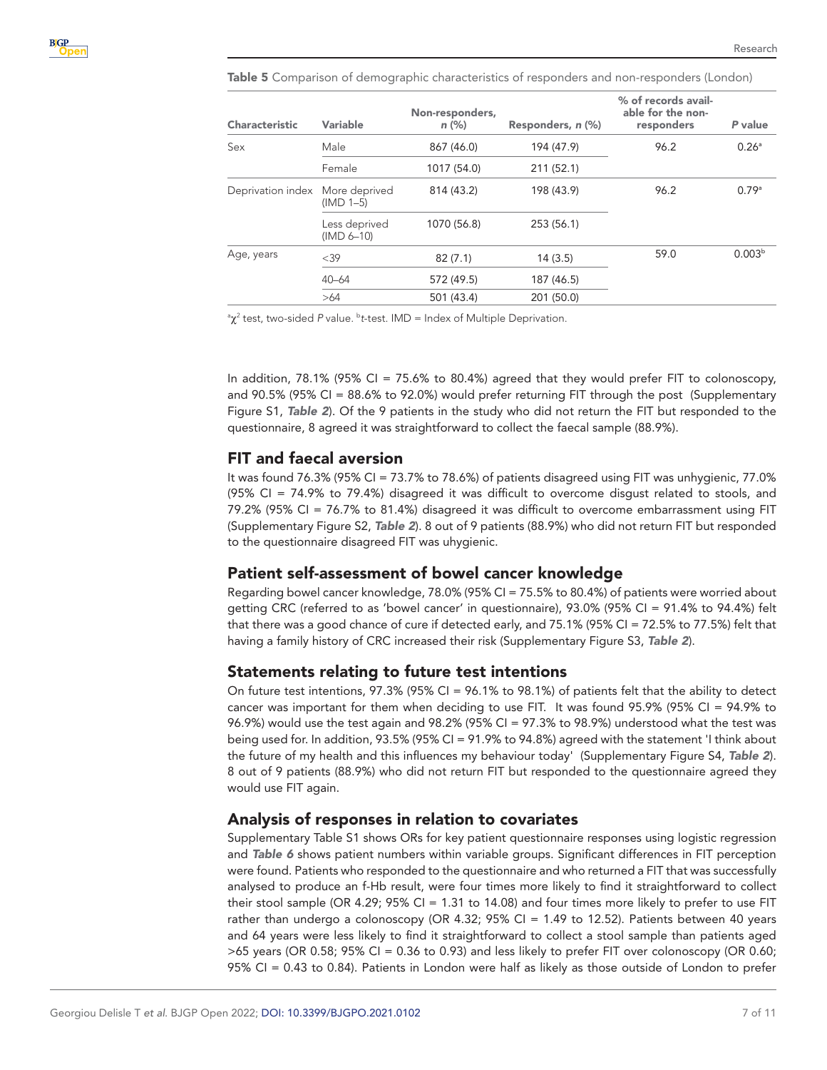**Table 5** Comparison of demographic characteristics of responders and non-responders (London)

| Characteristic | Variable | Non-responders, n (%) | Responders, n (%) | % of records available for the non-responders | P value |
|---|---|---|---|---|---|
| Sex | Male | 867 (46.0) | 194 (47.9) | 96.2 | 0.26[a] |
| | Female | 1017 (54.0) | 211 (52.1) | | |
| Deprivation index | More deprived (IMD 1–5) | 814 (43.2) | 198 (43.9) | 96.2 | 0.79[a] |
| | Less deprived (IMD 6–10) | 1070 (56.8) | 253 (56.1) | | |
| Age, years | <39 | 82 (7.1) | 14 (3.5) | 59.0 | 0.003[b] |
| | 40–64 | 572 (49.5) | 187 (46.5) | | |
| | >64 | 501 (43.4) | 201 (50.0) | | |

[a]$\chi^2$ test, two-sided *P* value. [b]*t*-test. IMD = Index of Multiple Deprivation.

In addition, 78.1% (95% CI = 75.6% to 80.4%) agreed that they would prefer FIT to colonoscopy, and 90.5% (95% CI = 88.6% to 92.0%) would prefer returning FIT through the post (Supplementary Figure S1, ***Table 2***). Of the 9 patients in the study who did not return the FIT but responded to the questionnaire, 8 agreed it was straightforward to collect the faecal sample (88.9%).

## FIT and faecal aversion

It was found 76.3% (95% CI = 73.7% to 78.6%) of patients disagreed using FIT was unhygienic, 77.0% (95% CI = 74.9% to 79.4%) disagreed it was difficult to overcome disgust related to stools, and 79.2% (95% CI = 76.7% to 81.4%) disagreed it was difficult to overcome embarrassment using FIT (Supplementary Figure S2, ***Table 2***). 8 out of 9 patients (88.9%) who did not return FIT but responded to the questionnaire disagreed FIT was uhygienic.

## Patient self-assessment of bowel cancer knowledge

Regarding bowel cancer knowledge, 78.0% (95% CI = 75.5% to 80.4%) of patients were worried about getting CRC (referred to as 'bowel cancer' in questionnaire), 93.0% (95% CI = 91.4% to 94.4%) felt that there was a good chance of cure if detected early, and 75.1% (95% CI = 72.5% to 77.5%) felt that having a family history of CRC increased their risk (Supplementary Figure S3, ***Table 2***).

## Statements relating to future test intentions

On future test intentions, 97.3% (95% CI = 96.1% to 98.1%) of patients felt that the ability to detect cancer was important for them when deciding to use FIT. It was found 95.9% (95% CI = 94.9% to 96.9%) would use the test again and 98.2% (95% CI = 97.3% to 98.9%) understood what the test was being used for. In addition, 93.5% (95% CI = 91.9% to 94.8%) agreed with the statement 'I think about the future of my health and this influences my behaviour today' (Supplementary Figure S4, ***Table 2***). 8 out of 9 patients (88.9%) who did not return FIT but responded to the questionnaire agreed they would use FIT again.

## Analysis of responses in relation to covariates

Supplementary Table S1 shows ORs for key patient questionnaire responses using logistic regression and ***Table 6*** shows patient numbers within variable groups. Significant differences in FIT perception were found. Patients who responded to the questionnaire and who returned a FIT that was successfully analysed to produce an f-Hb result, were four times more likely to find it straightforward to collect their stool sample (OR 4.29; 95% CI = 1.31 to 14.08) and four times more likely to prefer to use FIT rather than undergo a colonoscopy (OR 4.32; 95% CI = 1.49 to 12.52). Patients between 40 years and 64 years were less likely to find it straightforward to collect a stool sample than patients aged >65 years (OR 0.58; 95% CI = 0.36 to 0.93) and less likely to prefer FIT over colonoscopy (OR 0.60; 95% CI = 0.43 to 0.84). Patients in London were half as likely as those outside of London to prefer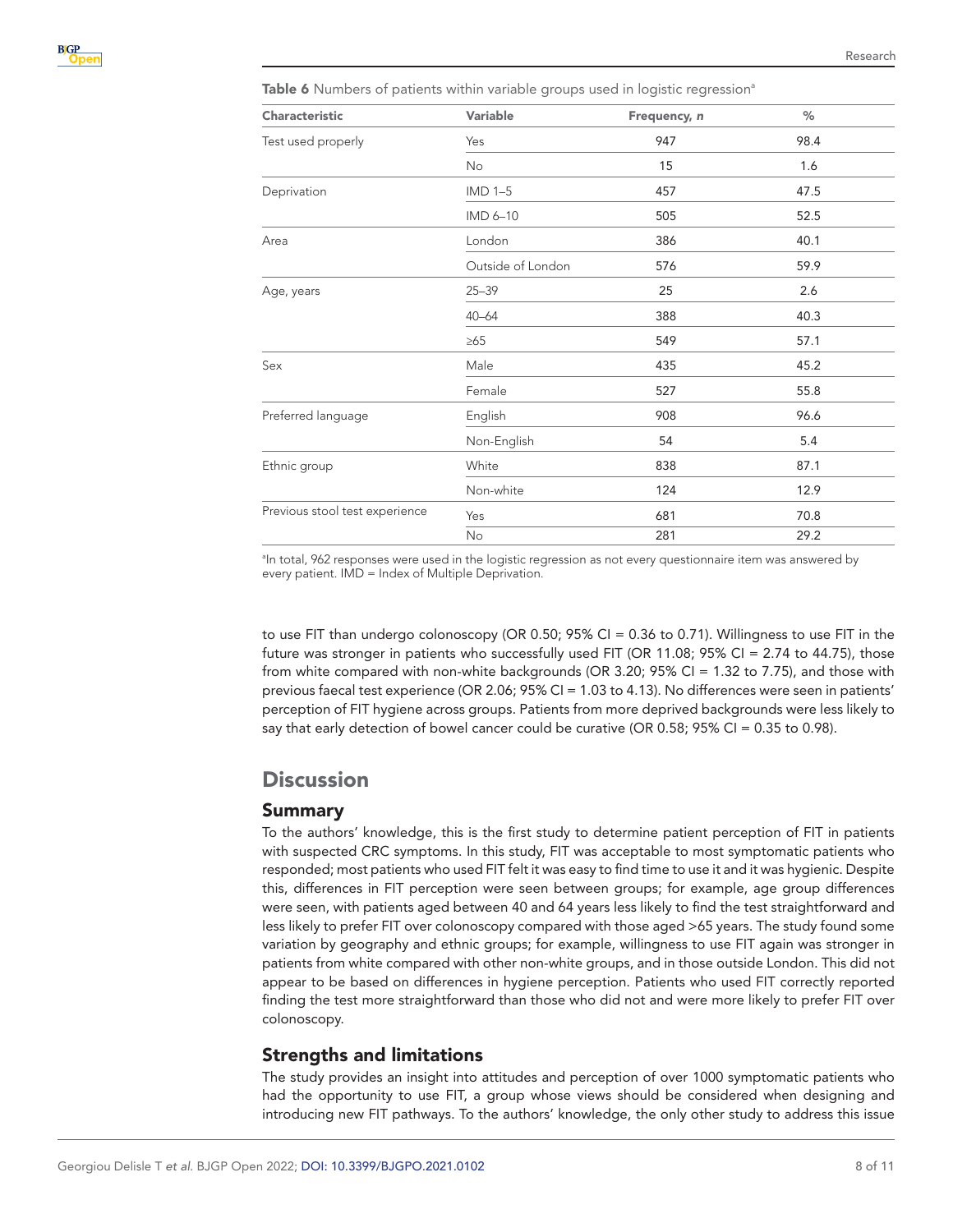Table 6 Numbers of patients within variable groups used in logistic regression[a]

| Characteristic | Variable | Frequency, *n* | % |
|---|---|---|---|
| Test used properly | Yes | 947 | 98.4 |
| | No | 15 | 1.6 |
| Deprivation | IMD 1–5 | 457 | 47.5 |
| | IMD 6–10 | 505 | 52.5 |
| Area | London | 386 | 40.1 |
| | Outside of London | 576 | 59.9 |
| Age, years | 25–39 | 25 | 2.6 |
| | 40–64 | 388 | 40.3 |
| | ≥65 | 549 | 57.1 |
| Sex | Male | 435 | 45.2 |
| | Female | 527 | 55.8 |
| Preferred language | English | 908 | 96.6 |
| | Non-English | 54 | 5.4 |
| Ethnic group | White | 838 | 87.1 |
| | Non-white | 124 | 12.9 |
| Previous stool test experience | Yes | 681 | 70.8 |
| | No | 281 | 29.2 |

[a]In total, 962 responses were used in the logistic regression as not every questionnaire item was answered by every patient. IMD = Index of Multiple Deprivation.

to use FIT than undergo colonoscopy (OR 0.50; 95% CI = 0.36 to 0.71). Willingness to use FIT in the future was stronger in patients who successfully used FIT (OR 11.08; 95% CI = 2.74 to 44.75), those from white compared with non-white backgrounds (OR 3.20; 95% CI = 1.32 to 7.75), and those with previous faecal test experience (OR 2.06; 95% CI = 1.03 to 4.13). No differences were seen in patients' perception of FIT hygiene across groups. Patients from more deprived backgrounds were less likely to say that early detection of bowel cancer could be curative (OR 0.58; 95% CI = 0.35 to 0.98).

# Discussion

## Summary

To the authors' knowledge, this is the first study to determine patient perception of FIT in patients with suspected CRC symptoms. In this study, FIT was acceptable to most symptomatic patients who responded; most patients who used FIT felt it was easy to find time to use it and it was hygienic. Despite this, differences in FIT perception were seen between groups; for example, age group differences were seen, with patients aged between 40 and 64 years less likely to find the test straightforward and less likely to prefer FIT over colonoscopy compared with those aged >65 years. The study found some variation by geography and ethnic groups; for example, willingness to use FIT again was stronger in patients from white compared with other non-white groups, and in those outside London. This did not appear to be based on differences in hygiene perception. Patients who used FIT correctly reported finding the test more straightforward than those who did not and were more likely to prefer FIT over colonoscopy.

## Strengths and limitations

The study provides an insight into attitudes and perception of over 1000 symptomatic patients who had the opportunity to use FIT, a group whose views should be considered when designing and introducing new FIT pathways. To the authors' knowledge, the only other study to address this issue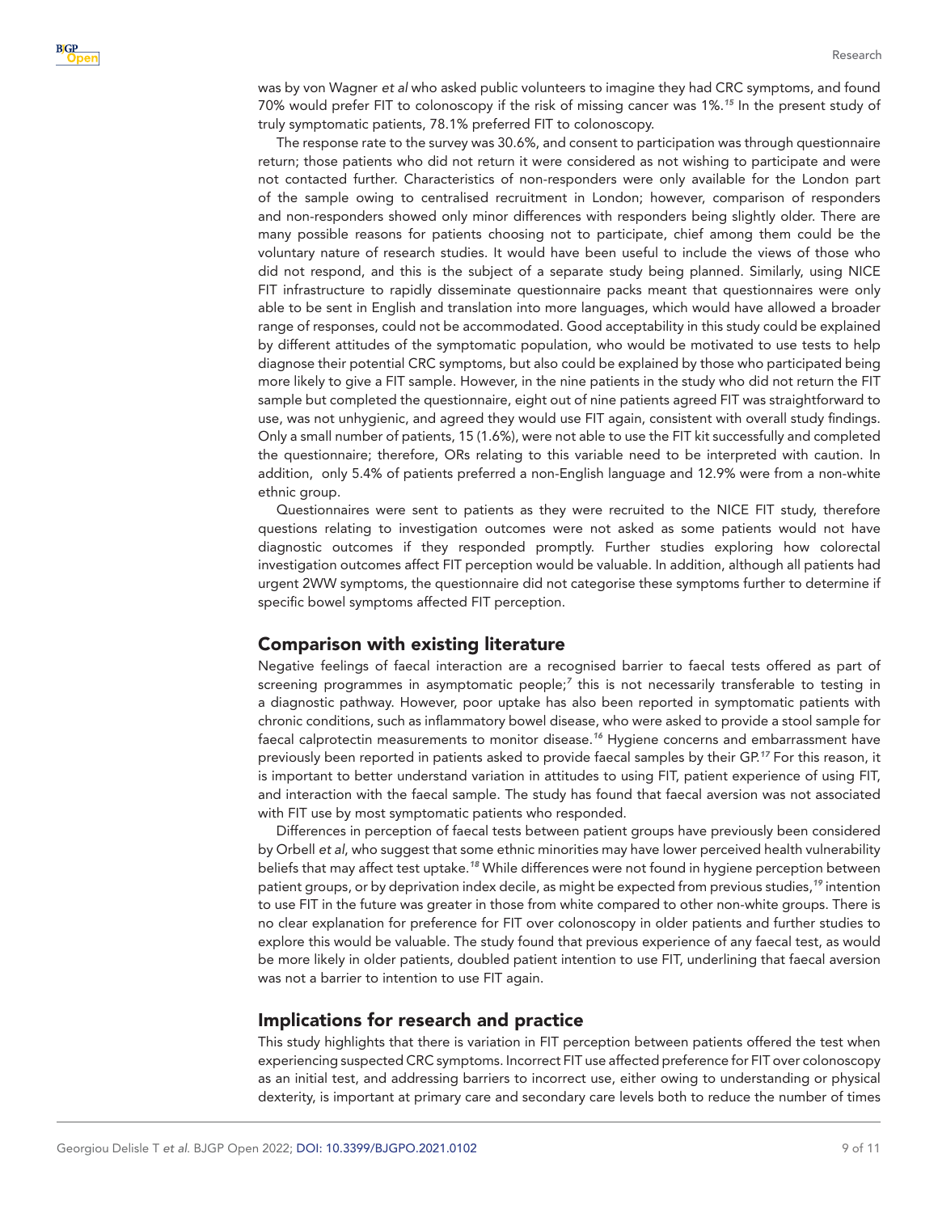was by von Wagner *et al* who asked public volunteers to imagine they had CRC symptoms, and found 70% would prefer FIT to colonoscopy if the risk of missing cancer was 1%.[15] In the present study of truly symptomatic patients, 78.1% preferred FIT to colonoscopy.

The response rate to the survey was 30.6%, and consent to participation was through questionnaire return; those patients who did not return it were considered as not wishing to participate and were not contacted further. Characteristics of non-responders were only available for the London part of the sample owing to centralised recruitment in London; however, comparison of responders and non-responders showed only minor differences with responders being slightly older. There are many possible reasons for patients choosing not to participate, chief among them could be the voluntary nature of research studies. It would have been useful to include the views of those who did not respond, and this is the subject of a separate study being planned. Similarly, using NICE FIT infrastructure to rapidly disseminate questionnaire packs meant that questionnaires were only able to be sent in English and translation into more languages, which would have allowed a broader range of responses, could not be accommodated. Good acceptability in this study could be explained by different attitudes of the symptomatic population, who would be motivated to use tests to help diagnose their potential CRC symptoms, but also could be explained by those who participated being more likely to give a FIT sample. However, in the nine patients in the study who did not return the FIT sample but completed the questionnaire, eight out of nine patients agreed FIT was straightforward to use, was not unhygienic, and agreed they would use FIT again, consistent with overall study findings. Only a small number of patients, 15 (1.6%), were not able to use the FIT kit successfully and completed the questionnaire; therefore, ORs relating to this variable need to be interpreted with caution. In addition, only 5.4% of patients preferred a non-English language and 12.9% were from a non-white ethnic group.

Questionnaires were sent to patients as they were recruited to the NICE FIT study, therefore questions relating to investigation outcomes were not asked as some patients would not have diagnostic outcomes if they responded promptly. Further studies exploring how colorectal investigation outcomes affect FIT perception would be valuable. In addition, although all patients had urgent 2WW symptoms, the questionnaire did not categorise these symptoms further to determine if specific bowel symptoms affected FIT perception.

## Comparison with existing literature

Negative feelings of faecal interaction are a recognised barrier to faecal tests offered as part of screening programmes in asymptomatic people;[7] this is not necessarily transferable to testing in a diagnostic pathway. However, poor uptake has also been reported in symptomatic patients with chronic conditions, such as inflammatory bowel disease, who were asked to provide a stool sample for faecal calprotectin measurements to monitor disease.[16] Hygiene concerns and embarrassment have previously been reported in patients asked to provide faecal samples by their GP.[17] For this reason, it is important to better understand variation in attitudes to using FIT, patient experience of using FIT, and interaction with the faecal sample. The study has found that faecal aversion was not associated with FIT use by most symptomatic patients who responded.

Differences in perception of faecal tests between patient groups have previously been considered by Orbell *et al*, who suggest that some ethnic minorities may have lower perceived health vulnerability beliefs that may affect test uptake.[18] While differences were not found in hygiene perception between patient groups, or by deprivation index decile, as might be expected from previous studies,[19] intention to use FIT in the future was greater in those from white compared to other non-white groups. There is no clear explanation for preference for FIT over colonoscopy in older patients and further studies to explore this would be valuable. The study found that previous experience of any faecal test, as would be more likely in older patients, doubled patient intention to use FIT, underlining that faecal aversion was not a barrier to intention to use FIT again.

## Implications for research and practice

This study highlights that there is variation in FIT perception between patients offered the test when experiencing suspected CRC symptoms. Incorrect FIT use affected preference for FIT over colonoscopy as an initial test, and addressing barriers to incorrect use, either owing to understanding or physical dexterity, is important at primary care and secondary care levels both to reduce the number of times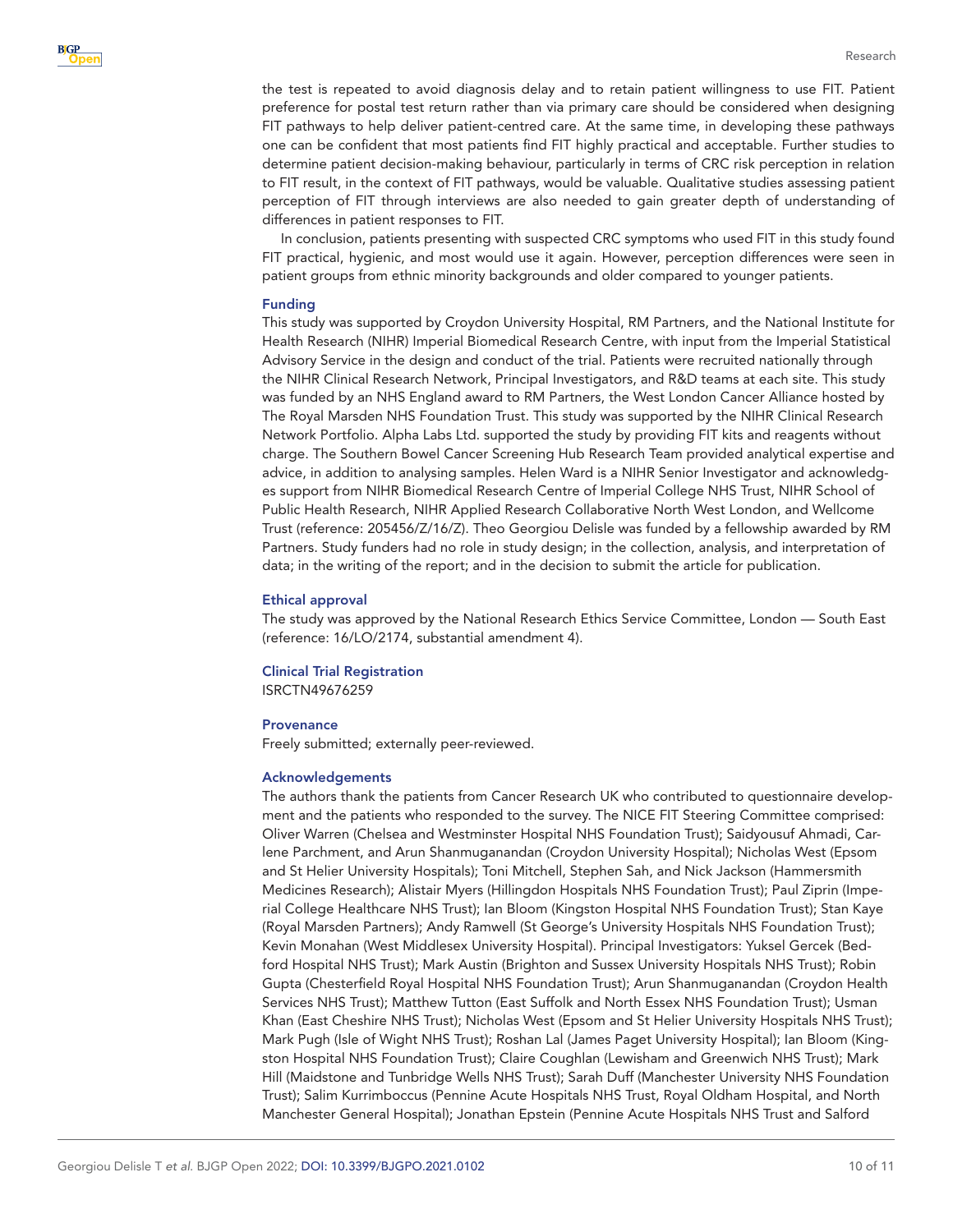the test is repeated to avoid diagnosis delay and to retain patient willingness to use FIT. Patient preference for postal test return rather than via primary care should be considered when designing FIT pathways to help deliver patient-centred care. At the same time, in developing these pathways one can be confident that most patients find FIT highly practical and acceptable. Further studies to determine patient decision-making behaviour, particularly in terms of CRC risk perception in relation to FIT result, in the context of FIT pathways, would be valuable. Qualitative studies assessing patient perception of FIT through interviews are also needed to gain greater depth of understanding of differences in patient responses to FIT.

In conclusion, patients presenting with suspected CRC symptoms who used FIT in this study found FIT practical, hygienic, and most would use it again. However, perception differences were seen in patient groups from ethnic minority backgrounds and older compared to younger patients.

### Funding

This study was supported by Croydon University Hospital, RM Partners, and the National Institute for Health Research (NIHR) Imperial Biomedical Research Centre, with input from the Imperial Statistical Advisory Service in the design and conduct of the trial. Patients were recruited nationally through the NIHR Clinical Research Network, Principal Investigators, and R&D teams at each site. This study was funded by an NHS England award to RM Partners, the West London Cancer Alliance hosted by The Royal Marsden NHS Foundation Trust. This study was supported by the NIHR Clinical Research Network Portfolio. Alpha Labs Ltd. supported the study by providing FIT kits and reagents without charge. The Southern Bowel Cancer Screening Hub Research Team provided analytical expertise and advice, in addition to analysing samples. Helen Ward is a NIHR Senior Investigator and acknowledges support from NIHR Biomedical Research Centre of Imperial College NHS Trust, NIHR School of Public Health Research, NIHR Applied Research Collaborative North West London, and Wellcome Trust (reference: 205456/Z/16/Z). Theo Georgiou Delisle was funded by a fellowship awarded by RM Partners. Study funders had no role in study design; in the collection, analysis, and interpretation of data; in the writing of the report; and in the decision to submit the article for publication.

### Ethical approval

The study was approved by the National Research Ethics Service Committee, London — South East (reference: 16/LO/2174, substantial amendment 4).

### Clinical Trial Registration

ISRCTN49676259

### Provenance

Freely submitted; externally peer-reviewed.

### Acknowledgements

The authors thank the patients from Cancer Research UK who contributed to questionnaire development and the patients who responded to the survey. The NICE FIT Steering Committee comprised: Oliver Warren (Chelsea and Westminster Hospital NHS Foundation Trust); Saidyousuf Ahmadi, Carlene Parchment, and Arun Shanmuganandan (Croydon University Hospital); Nicholas West (Epsom and St Helier University Hospitals); Toni Mitchell, Stephen Sah, and Nick Jackson (Hammersmith Medicines Research); Alistair Myers (Hillingdon Hospitals NHS Foundation Trust); Paul Ziprin (Imperial College Healthcare NHS Trust); Ian Bloom (Kingston Hospital NHS Foundation Trust); Stan Kaye (Royal Marsden Partners); Andy Ramwell (St George's University Hospitals NHS Foundation Trust); Kevin Monahan (West Middlesex University Hospital). Principal Investigators: Yuksel Gercek (Bedford Hospital NHS Trust); Mark Austin (Brighton and Sussex University Hospitals NHS Trust); Robin Gupta (Chesterfield Royal Hospital NHS Foundation Trust); Arun Shanmuganandan (Croydon Health Services NHS Trust); Matthew Tutton (East Suffolk and North Essex NHS Foundation Trust); Usman Khan (East Cheshire NHS Trust); Nicholas West (Epsom and St Helier University Hospitals NHS Trust); Mark Pugh (Isle of Wight NHS Trust); Roshan Lal (James Paget University Hospital); Ian Bloom (Kingston Hospital NHS Foundation Trust); Claire Coughlan (Lewisham and Greenwich NHS Trust); Mark Hill (Maidstone and Tunbridge Wells NHS Trust); Sarah Duff (Manchester University NHS Foundation Trust); Salim Kurrimboccus (Pennine Acute Hospitals NHS Trust, Royal Oldham Hospital, and North Manchester General Hospital); Jonathan Epstein (Pennine Acute Hospitals NHS Trust and Salford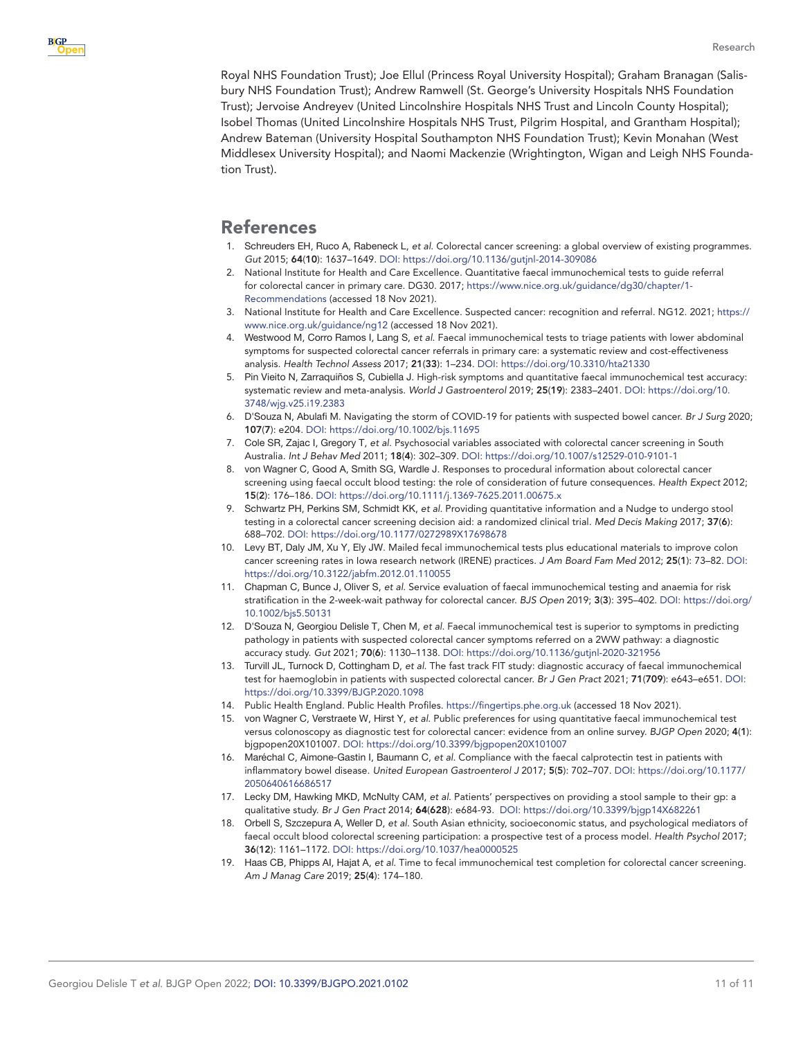Royal NHS Foundation Trust); Joe Ellul (Princess Royal University Hospital); Graham Branagan (Salisbury NHS Foundation Trust); Andrew Ramwell (St. George's University Hospitals NHS Foundation Trust); Jervoise Andreyev (United Lincolnshire Hospitals NHS Trust and Lincoln County Hospital); Isobel Thomas (United Lincolnshire Hospitals NHS Trust, Pilgrim Hospital, and Grantham Hospital); Andrew Bateman (University Hospital Southampton NHS Foundation Trust); Kevin Monahan (West Middlesex University Hospital); and Naomi Mackenzie (Wrightington, Wigan and Leigh NHS Foundation Trust).

## References

1. Schreuders EH, Ruco A, Rabeneck L, *et al.* Colorectal cancer screening: a global overview of existing programmes. *Gut* 2015; **64**(**10**): 1637–1649. DOI: https://doi.org/10.1136/gutjnl-2014-309086
2. National Institute for Health and Care Excellence. Quantitative faecal immunochemical tests to guide referral for colorectal cancer in primary care. DG30. 2017; https://www.nice.org.uk/guidance/dg30/chapter/1-Recommendations (accessed 18 Nov 2021).
3. National Institute for Health and Care Excellence. Suspected cancer: recognition and referral. NG12. 2021; https://www.nice.org.uk/guidance/ng12 (accessed 18 Nov 2021).
4. Westwood M, Corro Ramos I, Lang S, *et al.* Faecal immunochemical tests to triage patients with lower abdominal symptoms for suspected colorectal cancer referrals in primary care: a systematic review and cost-effectiveness analysis. *Health Technol Assess* 2017; **21**(**33**): 1–234. DOI: https://doi.org/10.3310/hta21330
5. Pin Vieito N, Zarraquiños S, Cubiella J. High-risk symptoms and quantitative faecal immunochemical test accuracy: systematic review and meta-analysis. *World J Gastroenterol* 2019; **25**(**19**): 2383–2401. DOI: https://doi.org/10.3748/wjg.v25.i19.2383
6. D'Souza N, Abulafi M. Navigating the storm of COVID-19 for patients with suspected bowel cancer. *Br J Surg* 2020; **107**(**7**): e204. DOI: https://doi.org/10.1002/bjs.11695
7. Cole SR, Zajac I, Gregory T, *et al.* Psychosocial variables associated with colorectal cancer screening in South Australia. *Int J Behav Med* 2011; **18**(**4**): 302–309. DOI: https://doi.org/10.1007/s12529-010-9101-1
8. von Wagner C, Good A, Smith SG, Wardle J. Responses to procedural information about colorectal cancer screening using faecal occult blood testing: the role of consideration of future consequences. *Health Expect* 2012; **15**(**2**): 176–186. DOI: https://doi.org/10.1111/j.1369-7625.2011.00675.x
9. Schwartz PH, Perkins SM, Schmidt KK, *et al.* Providing quantitative information and a Nudge to undergo stool testing in a colorectal cancer screening decision aid: a randomized clinical trial. *Med Decis Making* 2017; **37**(**6**): 688–702. DOI: https://doi.org/10.1177/0272989X17698678
10. Levy BT, Daly JM, Xu Y, Ely JW. Mailed fecal immunochemical tests plus educational materials to improve colon cancer screening rates in Iowa research network (IRENE) practices. *J Am Board Fam Med* 2012; **25**(**1**): 73–82. DOI: https://doi.org/10.3122/jabfm.2012.01.110055
11. Chapman C, Bunce J, Oliver S, *et al.* Service evaluation of faecal immunochemical testing and anaemia for risk stratification in the 2-week-wait pathway for colorectal cancer. *BJS Open* 2019; **3**(**3**): 395–402. DOI: https://doi.org/10.1002/bjs5.50131
12. D'Souza N, Georgiou Delisle T, Chen M, *et al.* Faecal immunochemical test is superior to symptoms in predicting pathology in patients with suspected colorectal cancer symptoms referred on a 2WW pathway: a diagnostic accuracy study. *Gut* 2021; **70**(**6**): 1130–1138. DOI: https://doi.org/10.1136/gutjnl-2020-321956
13. Turvill JL, Turnock D, Cottingham D, *et al.* The fast track FIT study: diagnostic accuracy of faecal immunochemical test for haemoglobin in patients with suspected colorectal cancer. *Br J Gen Pract* 2021; **71**(**709**): e643–e651. DOI: https://doi.org/10.3399/BJGP.2020.1098
14. Public Health England. Public Health Profiles. https://fingertips.phe.org.uk (accessed 18 Nov 2021).
15. von Wagner C, Verstraete W, Hirst Y, *et al.* Public preferences for using quantitative faecal immunochemical test versus colonoscopy as diagnostic test for colorectal cancer: evidence from an online survey. *BJGP Open* 2020; **4**(**1**): bjgpopen20X101007. DOI: https://doi.org/10.3399/bjgpopen20X101007
16. Maréchal C, Aimone-Gastin I, Baumann C, *et al.* Compliance with the faecal calprotectin test in patients with inflammatory bowel disease. *United European Gastroenterol J* 2017; **5**(**5**): 702–707. DOI: https://doi.org/10.1177/2050640616686517
17. Lecky DM, Hawking MKD, McNulty CAM, *et al.* Patients' perspectives on providing a stool sample to their gp: a qualitative study. *Br J Gen Pract* 2014; **64**(**628**): e684-93. DOI: https://doi.org/10.3399/bjgp14X682261
18. Orbell S, Szczepura A, Weller D, *et al.* South Asian ethnicity, socioeconomic status, and psychological mediators of faecal occult blood colorectal screening participation: a prospective test of a process model. *Health Psychol* 2017; **36**(**12**): 1161–1172. DOI: https://doi.org/10.1037/hea0000525
19. Haas CB, Phipps AI, Hajat A, *et al.* Time to fecal immunochemical test completion for colorectal cancer screening. *Am J Manag Care* 2019; **25**(**4**): 174–180.